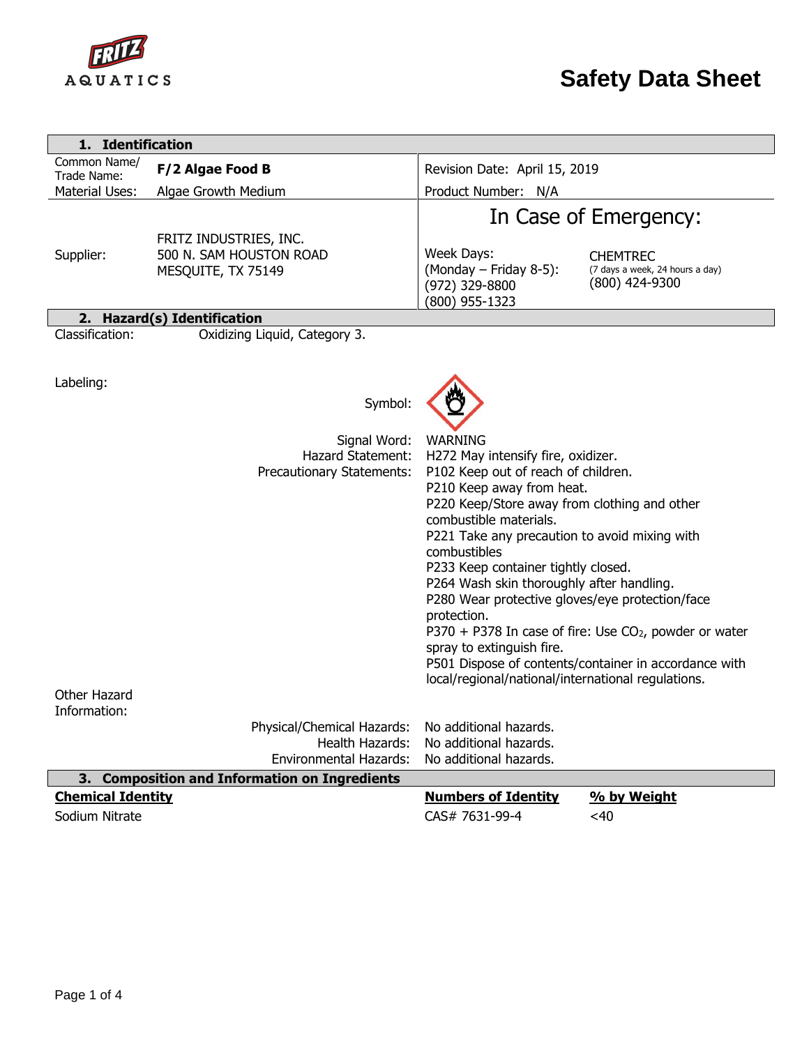FRITZ AQUATICS

# Safety Data Sheet

## 1. Identification

| | | | |
|---|---|---|---|
| Common Name/ Trade Name: | **F/2 Algae Food B** | Revision Date: April 15, 2019 | |
| Material Uses: | Algae Growth Medium | Product Number: N/A | |

**In Case of Emergency:**

| | | | |
|---|---|---|---|
| Supplier: | FRITZ INDUSTRIES, INC.<br>500 N. SAM HOUSTON ROAD<br>MESQUITE, TX 75149 | Week Days:<br>(Monday – Friday 8-5):<br>(972) 329-8800<br>(800) 955-1323 | CHEMTREC<br>(7 days a week, 24 hours a day)<br>(800) 424-9300 |

## 2. Hazard(s) Identification

Classification: Oxidizing Liquid, Category 3.

Labeling:

Symbol:

Signal Word: WARNING

Hazard Statement: H272 May intensify fire, oxidizer.

Precautionary Statements:
P102 Keep out of reach of children.
P210 Keep away from heat.
P220 Keep/Store away from clothing and other combustible materials.
P221 Take any precaution to avoid mixing with combustibles
P233 Keep container tightly closed.
P264 Wash skin thoroughly after handling.
P280 Wear protective gloves/eye protection/face protection.
P370 + P378 In case of fire: Use $CO_2$, powder or water spray to extinguish fire.
P501 Dispose of contents/container in accordance with local/regional/national/international regulations.

Other Hazard Information:

Physical/Chemical Hazards: No additional hazards.
Health Hazards: No additional hazards.
Environmental Hazards: No additional hazards.

## 3. Composition and Information on Ingredients

| **Chemical Identity** | **Numbers of Identity** | **% by Weight** |
|---|---|---|
| Sodium Nitrate | CAS# 7631-99-4 | <40 |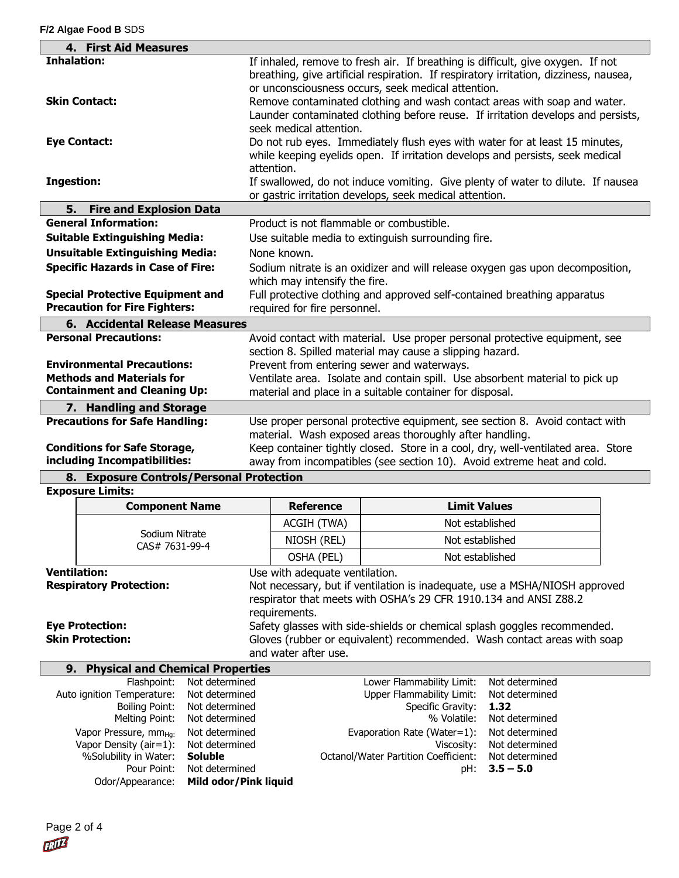## 4. First Aid Measures

**Inhalation:** If inhaled, remove to fresh air. If breathing is difficult, give oxygen. If not breathing, give artificial respiration. If respiratory irritation, dizziness, nausea, or unconsciousness occurs, seek medical attention.

**Skin Contact:** Remove contaminated clothing and wash contact areas with soap and water. Launder contaminated clothing before reuse. If irritation develops and persists, seek medical attention.

**Eye Contact:** Do not rub eyes. Immediately flush eyes with water for at least 15 minutes, while keeping eyelids open. If irritation develops and persists, seek medical attention.

**Ingestion:** If swallowed, do not induce vomiting. Give plenty of water to dilute. If nausea or gastric irritation develops, seek medical attention.

## 5. Fire and Explosion Data

**General Information:** Product is not flammable or combustible.

**Suitable Extinguishing Media:** Use suitable media to extinguish surrounding fire.

**Unsuitable Extinguishing Media:** None known.

**Specific Hazards in Case of Fire:** Sodium nitrate is an oxidizer and will release oxygen gas upon decomposition, which may intensify the fire.

**Special Protective Equipment and Precaution for Fire Fighters:** Full protective clothing and approved self-contained breathing apparatus required for fire personnel.

## 6. Accidental Release Measures

**Personal Precautions:** Avoid contact with material. Use proper personal protective equipment, see section 8. Spilled material may cause a slipping hazard.

**Environmental Precautions:** Prevent from entering sewer and waterways.

**Methods and Materials for Containment and Cleaning Up:** Ventilate area. Isolate and contain spill. Use absorbent material to pick up material and place in a suitable container for disposal.

## 7. Handling and Storage

**Precautions for Safe Handling:** Use proper personal protective equipment, see section 8. Avoid contact with material. Wash exposed areas thoroughly after handling.

**Conditions for Safe Storage, including Incompatibilities:** Keep container tightly closed. Store in a cool, dry, well-ventilated area. Store away from incompatibles (see section 10). Avoid extreme heat and cold.

## 8. Exposure Controls/Personal Protection

**Exposure Limits:**

| Component Name | Reference | Limit Values |
|---|---|---|
| Sodium Nitrate CAS# 7631-99-4 | ACGIH (TWA) | Not established |
| | NIOSH (REL) | Not established |
| | OSHA (PEL) | Not established |

**Ventilation:** Use with adequate ventilation.

**Respiratory Protection:** Not necessary, but if ventilation is inadequate, use a MSHA/NIOSH approved respirator that meets with OSHA's 29 CFR 1910.134 and ANSI Z88.2 requirements.

**Eye Protection:** Safety glasses with side-shields or chemical splash goggles recommended.

**Skin Protection:** Gloves (rubber or equivalent) recommended. Wash contact areas with soap and water after use.

## 9. Physical and Chemical Properties

| Property | Value | Property | Value |
|---|---|---|---|
| Flashpoint: | Not determined | Lower Flammability Limit: | Not determined |
| Auto ignition Temperature: | Not determined | Upper Flammability Limit: | Not determined |
| Boiling Point: | Not determined | Specific Gravity: | **1.32** |
| Melting Point: | Not determined | % Volatile: | Not determined |
| Vapor Pressure, $mm_{Hg}$: | Not determined | Evaporation Rate (Water=1): | Not determined |
| Vapor Density (air=1): | Not determined | Viscosity: | Not determined |
| %Solubility in Water: | **Soluble** | Octanol/Water Partition Coefficient: | Not determined |
| Pour Point: | Not determined | pH: | **3.5 – 5.0** |
| Odor/Appearance: | **Mild odor/Pink liquid** | | |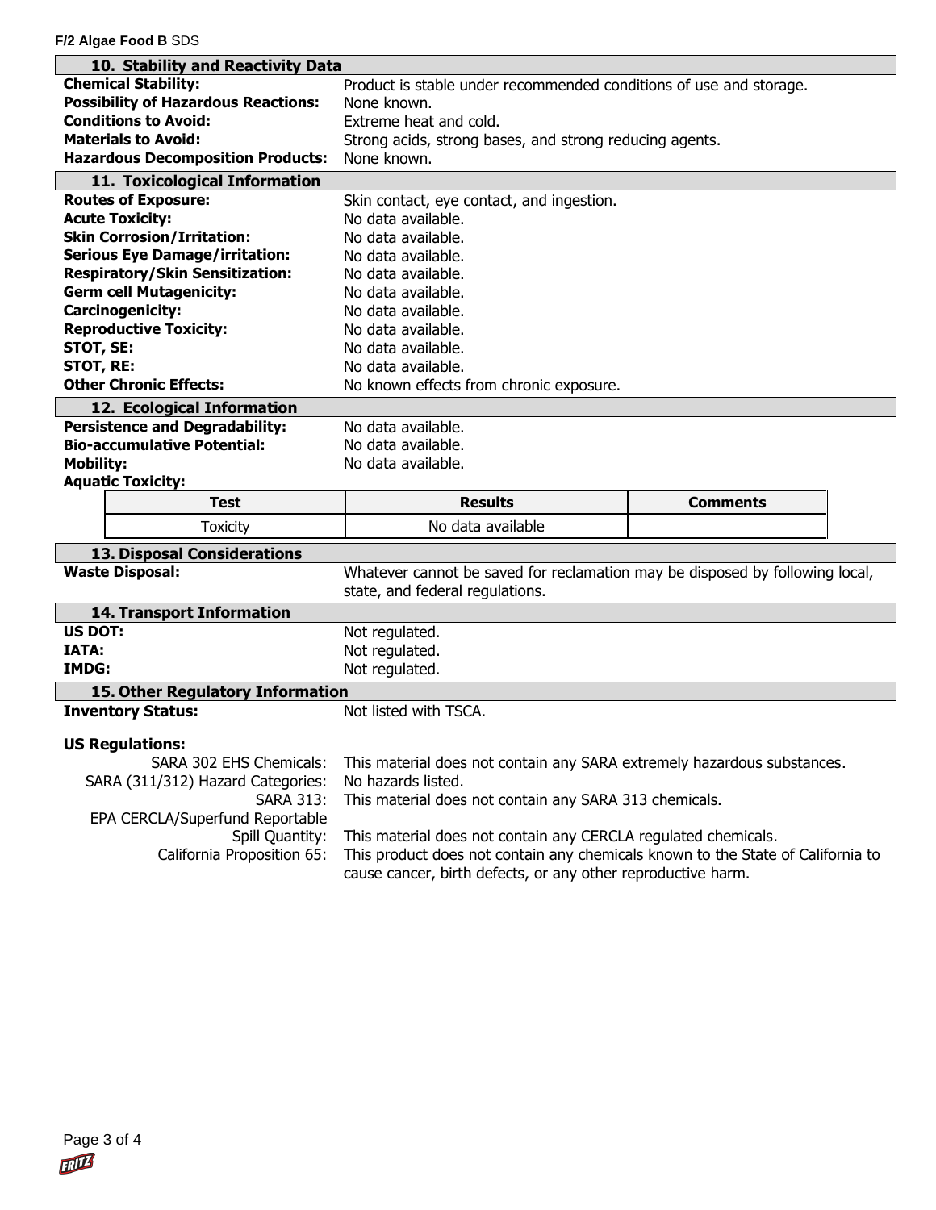## 10. Stability and Reactivity Data

**Chemical Stability:** Product is stable under recommended conditions of use and storage.
**Possibility of Hazardous Reactions:** None known.
**Conditions to Avoid:** Extreme heat and cold.
**Materials to Avoid:** Strong acids, strong bases, and strong reducing agents.
**Hazardous Decomposition Products:** None known.

## 11. Toxicological Information

**Routes of Exposure:** Skin contact, eye contact, and ingestion.
**Acute Toxicity:** No data available.
**Skin Corrosion/Irritation:** No data available.
**Serious Eye Damage/irritation:** No data available.
**Respiratory/Skin Sensitization:** No data available.
**Germ cell Mutagenicity:** No data available.
**Carcinogenicity:** No data available.
**Reproductive Toxicity:** No data available.
**STOT, SE:** No data available.
**STOT, RE:** No data available.
**Other Chronic Effects:** No known effects from chronic exposure.

## 12. Ecological Information

**Persistence and Degradability:** No data available.
**Bio-accumulative Potential:** No data available.
**Mobility:** No data available.
**Aquatic Toxicity:**

| Test | Results | Comments |
|---|---|---|
| Toxicity | No data available | |

## 13. Disposal Considerations

**Waste Disposal:** Whatever cannot be saved for reclamation may be disposed by following local, state, and federal regulations.

## 14. Transport Information

**US DOT:** Not regulated.
**IATA:** Not regulated.
**IMDG:** Not regulated.

## 15. Other Regulatory Information

**Inventory Status:** Not listed with TSCA.

**US Regulations:**

SARA 302 EHS Chemicals: This material does not contain any SARA extremely hazardous substances.
SARA (311/312) Hazard Categories: No hazards listed.
SARA 313: This material does not contain any SARA 313 chemicals.
EPA CERCLA/Superfund Reportable Spill Quantity: This material does not contain any CERCLA regulated chemicals.
California Proposition 65: This product does not contain any chemicals known to the State of California to cause cancer, birth defects, or any other reproductive harm.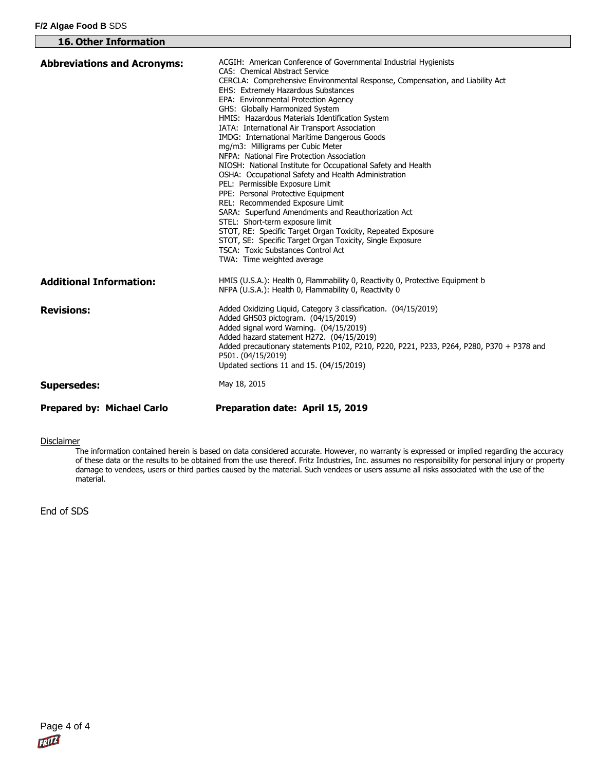## 16. Other Information

**Abbreviations and Acronyms:**

ACGIH: American Conference of Governmental Industrial Hygienists
CAS: Chemical Abstract Service
CERCLA: Comprehensive Environmental Response, Compensation, and Liability Act
EHS: Extremely Hazardous Substances
EPA: Environmental Protection Agency
GHS: Globally Harmonized System
HMIS: Hazardous Materials Identification System
IATA: International Air Transport Association
IMDG: International Maritime Dangerous Goods
mg/m3: Milligrams per Cubic Meter
NFPA: National Fire Protection Association
NIOSH: National Institute for Occupational Safety and Health
OSHA: Occupational Safety and Health Administration
PEL: Permissible Exposure Limit
PPE: Personal Protective Equipment
REL: Recommended Exposure Limit
SARA: Superfund Amendments and Reauthorization Act
STEL: Short-term exposure limit
STOT, RE: Specific Target Organ Toxicity, Repeated Exposure
STOT, SE: Specific Target Organ Toxicity, Single Exposure
TSCA: Toxic Substances Control Act
TWA: Time weighted average

**Additional Information:**

HMIS (U.S.A.): Health 0, Flammability 0, Reactivity 0, Protective Equipment b
NFPA (U.S.A.): Health 0, Flammability 0, Reactivity 0

**Revisions:**

Added Oxidizing Liquid, Category 3 classification. (04/15/2019)
Added GHS03 pictogram. (04/15/2019)
Added signal word Warning. (04/15/2019)
Added hazard statement H272. (04/15/2019)
Added precautionary statements P102, P210, P220, P221, P233, P264, P280, P370 + P378 and P501. (04/15/2019)
Updated sections 11 and 15. (04/15/2019)

**Supersedes:** May 18, 2015

**Prepared by: Michael Carlo** **Preparation date: April 15, 2019**

Disclaimer

The information contained herein is based on data considered accurate. However, no warranty is expressed or implied regarding the accuracy of these data or the results to be obtained from the use thereof. Fritz Industries, Inc. assumes no responsibility for personal injury or property damage to vendees, users or third parties caused by the material. Such vendees or users assume all risks associated with the use of the material.

End of SDS